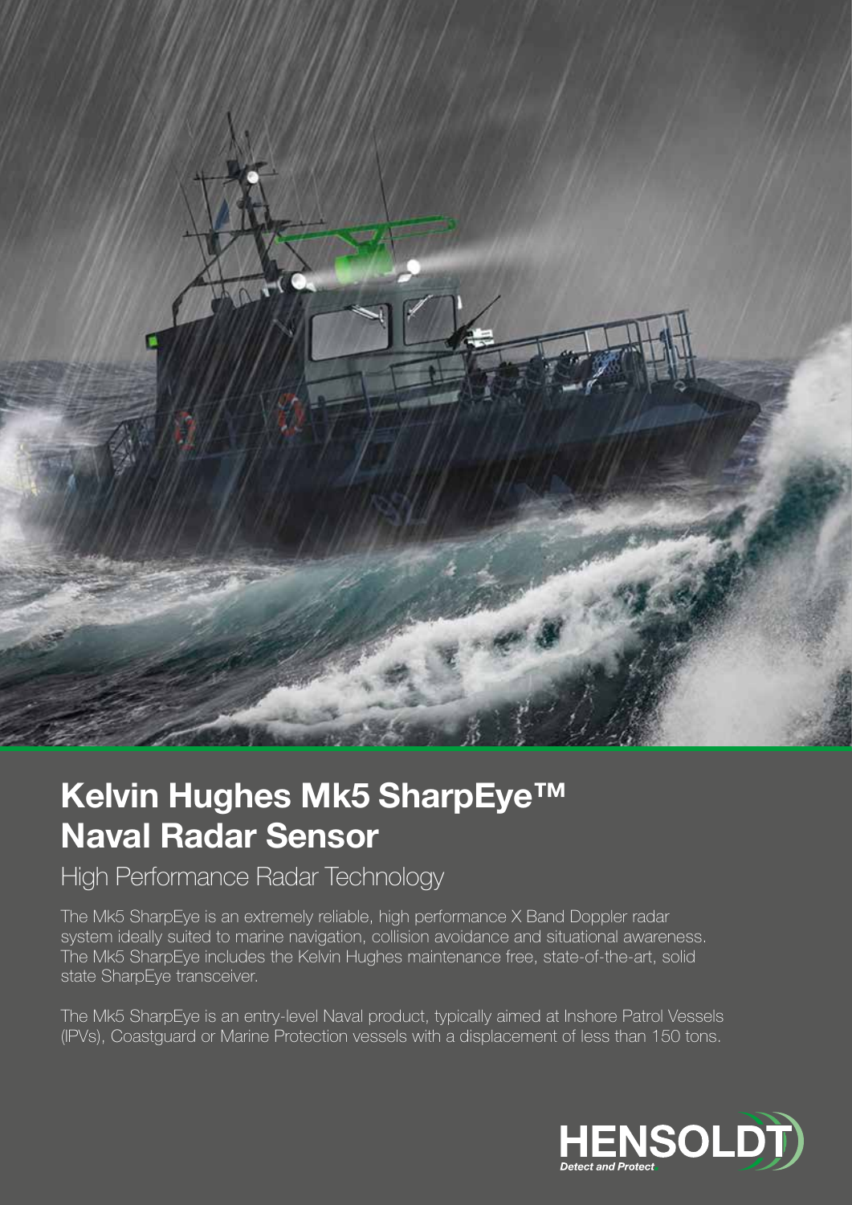# Kelvin Hughes Mk5 SharpEye™ Naval Radar Sensor

## High Performance Radar Technology

The Mk5 SharpEye is an extremely reliable, high performance X Band Doppler radar system ideally suited to marine navigation, collision avoidance and situational awareness. The Mk5 SharpEye includes the Kelvin Hughes maintenance free, state-of-the-art, solid state SharpEye transceiver.

The Mk5 SharpEye is an entry-level Naval product, typically aimed at Inshore Patrol Vessels (IPVs), Coastguard or Marine Protection vessels with a displacement of less than 150 tons.

HENSOLDT

*Detect and Protect.*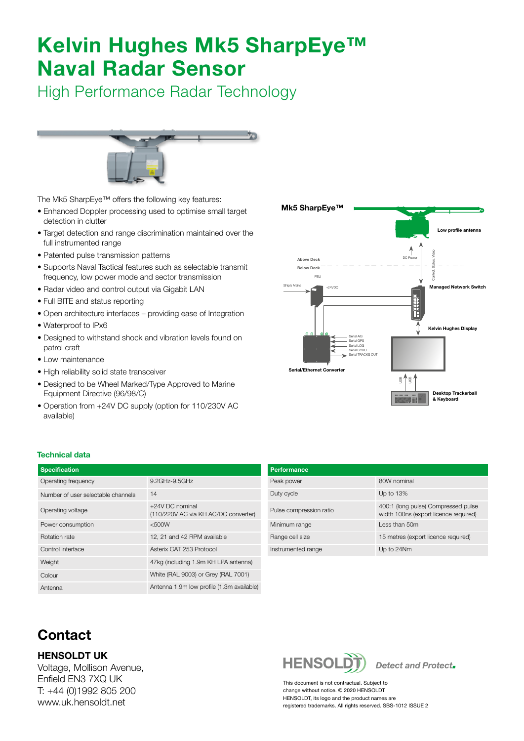# Kelvin Hughes Mk5 SharpEye™ Naval Radar Sensor

## High Performance Radar Technology

The Mk5 SharpEye™ offers the following key features:

- Enhanced Doppler processing used to optimise small target detection in clutter
- Target detection and range discrimination maintained over the full instrumented range
- Patented pulse transmission patterns
- Supports Naval Tactical features such as selectable transmit frequency, low power mode and sector transmission
- Radar video and control output via Gigabit LAN
- Full BITE and status reporting
- Open architecture interfaces – providing ease of Integration
- Waterproof to IPx6
- Designed to withstand shock and vibration levels found on patrol craft
- Low maintenance
- High reliability solid state transceiver
- Designed to be Wheel Marked/Type Approved to Marine Equipment Directive (96/98/C)
- Operation from +24V DC supply (option for 110/230V AC available)

Mk5 SharpEye™

Low profile antenna

DC Power

Control, Status, Video

Above Deck

Below Deck

PSU

Ship's Mains

+24VDC

Managed Network Switch

Kelvin Hughes Display

Serial AIS
Serial GPS
Serial LOG
Serial GYRO
Serial TRACKS OUT

Serial/Ethernet Converter

USB USB

Desktop Trackerball & Keyboard

### Technical data

| Specification | |
|---|---|
| Operating frequency | 9.2GHz-9.5GHz |
| Number of user selectable channels | 14 |
| Operating voltage | +24V DC nominal (110/220V AC via KH AC/DC converter) |
| Power consumption | <500W |
| Rotation rate | 12, 21 and 42 RPM available |
| Control interface | Asterix CAT 253 Protocol |
| Weight | 47kg (including 1.9m KH LPA antenna) |
| Colour | White (RAL 9003) or Grey (RAL 7001) |
| Antenna | Antenna 1.9m low profile (1.3m available) |

| Performance | |
|---|---|
| Peak power | 80W nominal |
| Duty cycle | Up to 13% |
| Pulse compression ratio | 400:1 (long pulse) Compressed pulse width 100ns (export licence required) |
| Minimum range | Less than 50m |
| Range cell size | 15 metres (export licence required) |
| Instrumented range | Up to 24Nm |

## Contact

**HENSOLDT UK**
Voltage, Mollison Avenue,
Enfield EN3 7XQ UK
T: +44 (0)1992 805 200
www.uk.hensoldt.net

HENSOLDT *Detect and Protect.*

This document is not contractual. Subject to change without notice. © 2020 HENSOLDT
HENSOLDT, its logo and the product names are registered trademarks. All rights reserved. SBS-1012 ISSUE 2